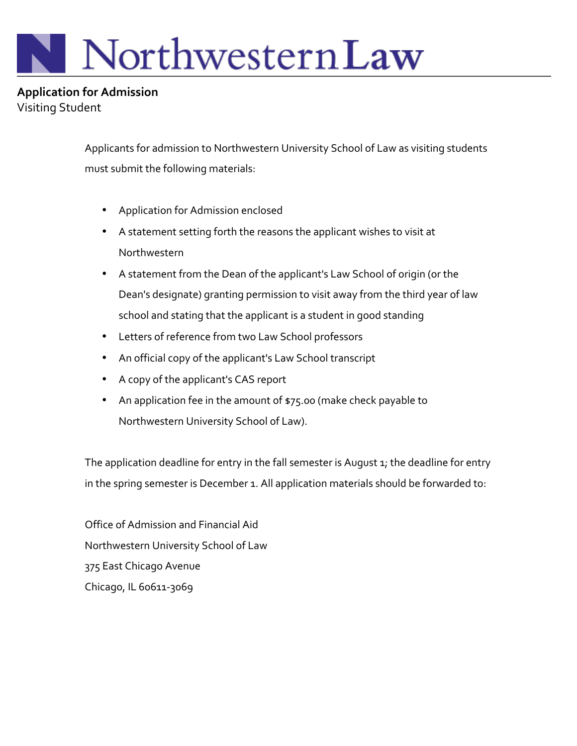# Northwestern Law

**Application for Admission**

Visiting Student

Applicants for admission to Northwestern University School of Law as visiting students must submit the following materials:

- Application for Admission enclosed
- A statement setting forth the reasons the applicant wishes to visit at Northwestern
- A statement from the Dean of the applicant's Law School of origin (or the Dean's designate) granting permission to visit away from the third year of law school and stating that the applicant is a student in good standing
- Letters of reference from two Law School professors
- An official copy of the applicant's Law School transcript
- A copy of the applicant's CAS report
- An application fee in the amount of $75.00 (make check payable to Northwestern University School of Law).

The application deadline for entry in the fall semester is August 1; the deadline for entry in the spring semester is December 1. All application materials should be forwarded to:

Office of Admission and Financial Aid
Northwestern University School of Law
375 East Chicago Avenue
Chicago, IL 60611-3069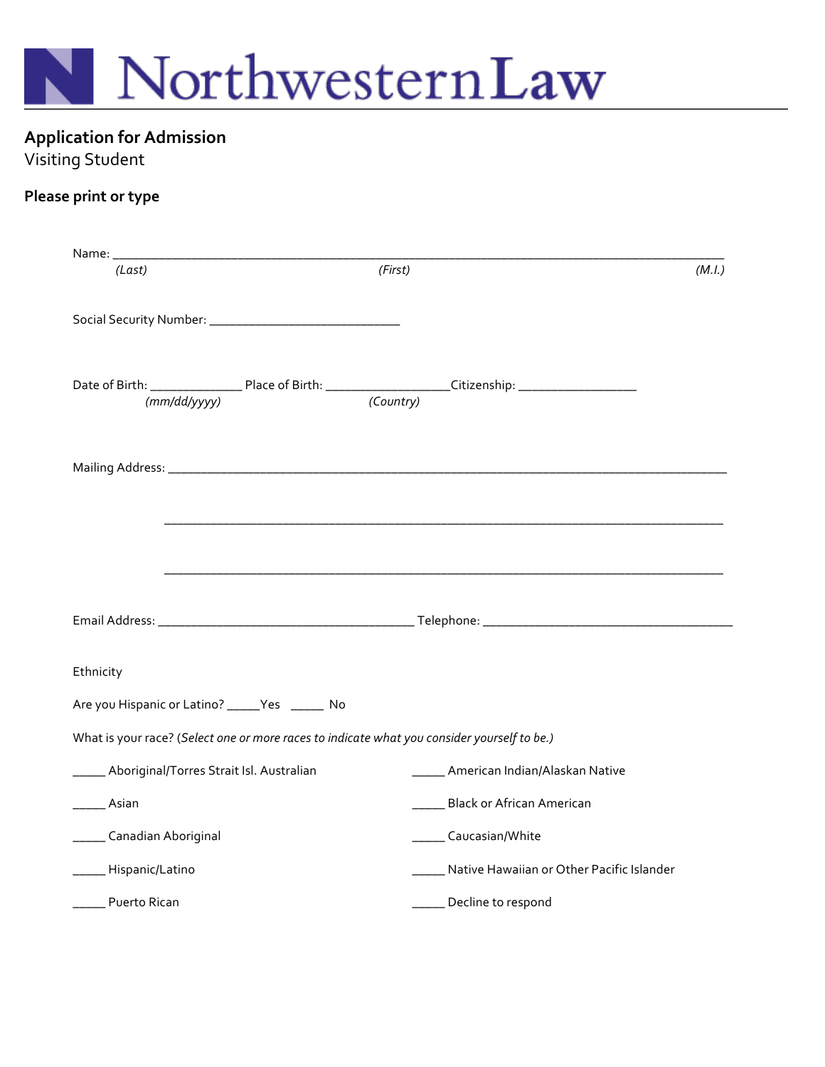# Northwestern Law

## Application for Admission

Visiting Student

**Please print or type**

Name: ______________________________________________________________________________________
(Last) (First) (M.I.)

Social Security Number: ____________________________

Date of Birth: _____________ Place of Birth: __________________Citizenship: _________________
(mm/dd/yyyy) (Country)

Mailing Address: _________________________________________________________________________________

_________________________________________________________________________________

_________________________________________________________________________________

Email Address: _____________________________________ Telephone: _____________________________________

Ethnicity

Are you Hispanic or Latino? _____Yes _____ No

What is your race? (*Select one or more races to indicate what you consider yourself to be.*)

_____ Aboriginal/Torres Strait Isl. Australian

_____ American Indian/Alaskan Native

_____ Asian

_____ Black or African American

_____ Canadian Aboriginal

_____ Caucasian/White

_____ Hispanic/Latino

_____ Native Hawaiian or Other Pacific Islander

_____ Puerto Rican

_____ Decline to respond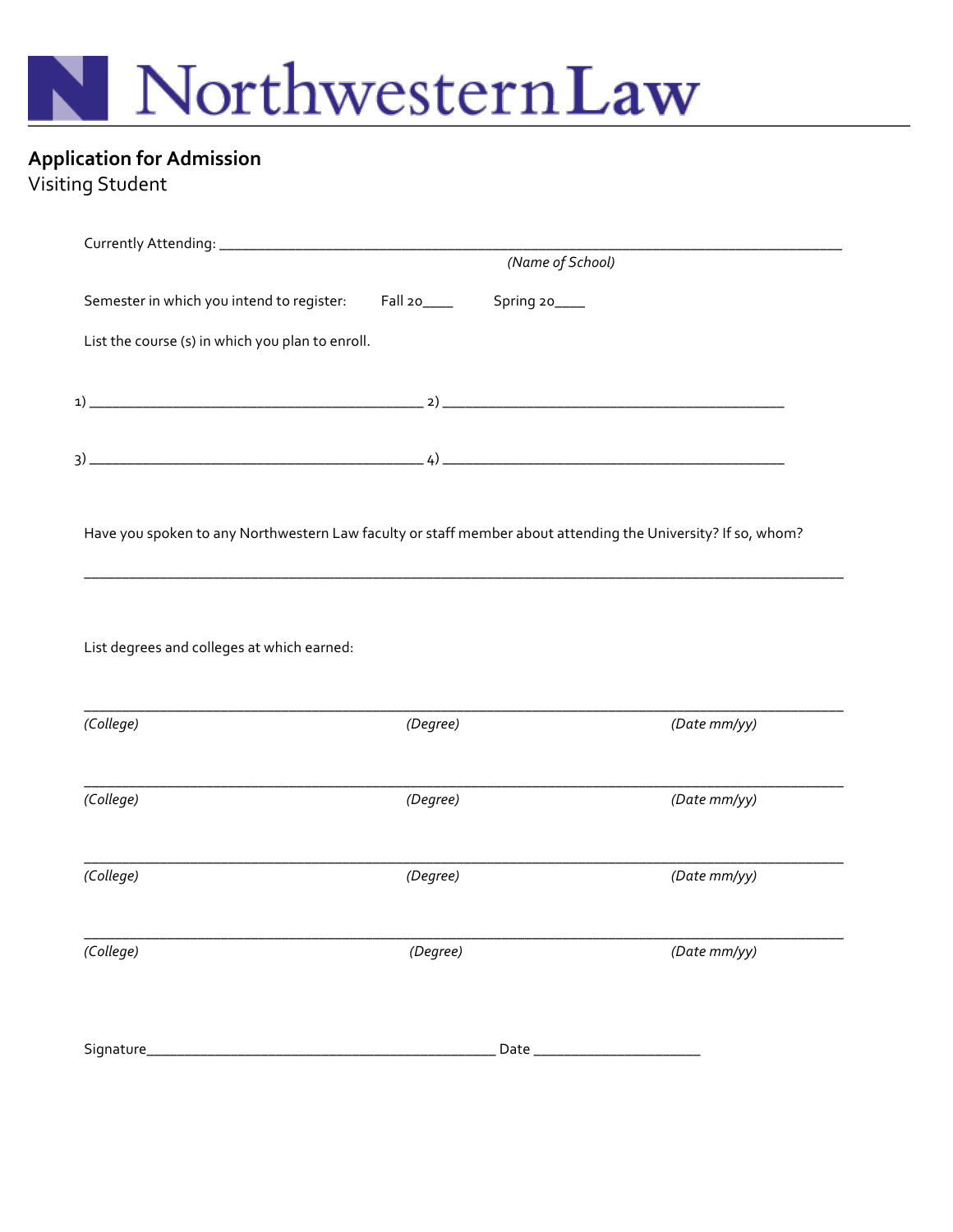# Northwestern Law

## Application for Admission

Visiting Student

Currently Attending: ______________________________________________________________________________

*(Name of School)*

Semester in which you intend to register: Fall 20____ Spring 20____

List the course (s) in which you plan to enroll.

1) ___________________________________________ 2) ___________________________________________

3) ___________________________________________ 4) ___________________________________________

Have you spoken to any Northwestern Law faculty or staff member about attending the University? If so, whom?

__________________________________________________________________________________________________

List degrees and colleges at which earned:

__________________________________________________________________________________________________

*(College)* *(Degree)* *(Date mm/yy)*

__________________________________________________________________________________________________

*(College)* *(Degree)* *(Date mm/yy)*

__________________________________________________________________________________________________

*(College)* *(Degree)* *(Date mm/yy)*

__________________________________________________________________________________________________

*(College)* *(Degree)* *(Date mm/yy)*

Signature_____________________________________________ Date _____________________